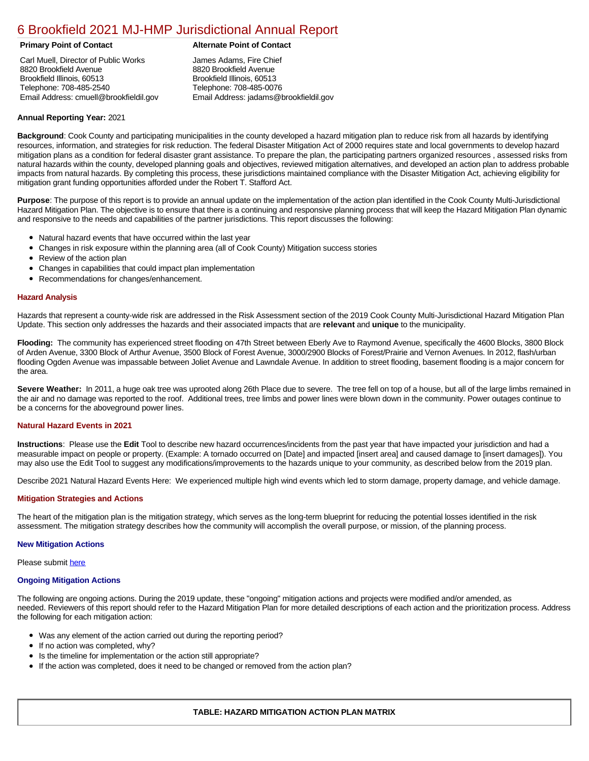# 6 Brookfield 2021 MJ-HMP Jurisdictional Annual Report

| Primary Point of Contact | Alternate Point of Contact |
|---|---|
| Carl Muell, Director of Public Works<br>8820 Brookfield Avenue<br>Brookfield Illinois, 60513<br>Telephone: 708-485-2540<br>Email Address: cmuell@brookfieldil.gov | James Adams, Fire Chief<br>8820 Brookfield Avenue<br>Brookfield Illinois, 60513<br>Telephone: 708-485-0076<br>Email Address: jadams@brookfieldil.gov |

**Annual Reporting Year:** 2021

**Background**: Cook County and participating municipalities in the county developed a hazard mitigation plan to reduce risk from all hazards by identifying resources, information, and strategies for risk reduction. The federal Disaster Mitigation Act of 2000 requires state and local governments to develop hazard mitigation plans as a condition for federal disaster grant assistance. To prepare the plan, the participating partners organized resources , assessed risks from natural hazards within the county, developed planning goals and objectives, reviewed mitigation alternatives, and developed an action plan to address probable impacts from natural hazards. By completing this process, these jurisdictions maintained compliance with the Disaster Mitigation Act, achieving eligibility for mitigation grant funding opportunities afforded under the Robert T. Stafford Act.

**Purpose**: The purpose of this report is to provide an annual update on the implementation of the action plan identified in the Cook County Multi-Jurisdictional Hazard Mitigation Plan. The objective is to ensure that there is a continuing and responsive planning process that will keep the Hazard Mitigation Plan dynamic and responsive to the needs and capabilities of the partner jurisdictions. This report discusses the following:

- Natural hazard events that have occurred within the last year
- Changes in risk exposure within the planning area (all of Cook County) Mitigation success stories
- Review of the action plan
- Changes in capabilities that could impact plan implementation
- Recommendations for changes/enhancement.

### Hazard Analysis

Hazards that represent a county-wide risk are addressed in the Risk Assessment section of the 2019 Cook County Multi-Jurisdictional Hazard Mitigation Plan Update. This section only addresses the hazards and their associated impacts that are **relevant** and **unique** to the municipality.

**Flooding:** The community has experienced street flooding on 47th Street between Eberly Ave to Raymond Avenue, specifically the 4600 Blocks, 3800 Block of Arden Avenue, 3300 Block of Arthur Avenue, 3500 Block of Forest Avenue, 3000/2900 Blocks of Forest/Prairie and Vernon Avenues. In 2012, flash/urban flooding Ogden Avenue was impassable between Joliet Avenue and Lawndale Avenue. In addition to street flooding, basement flooding is a major concern for the area.

**Severe Weather:** In 2011, a huge oak tree was uprooted along 26th Place due to severe. The tree fell on top of a house, but all of the large limbs remained in the air and no damage was reported to the roof. Additional trees, tree limbs and power lines were blown down in the community. Power outages continue to be a concerns for the aboveground power lines.

### Natural Hazard Events in 2021

**Instructions**: Please use the **Edit** Tool to describe new hazard occurrences/incidents from the past year that have impacted your jurisdiction and had a measurable impact on people or property. (Example: A tornado occurred on [Date] and impacted [insert area] and caused damage to [insert damages]). You may also use the Edit Tool to suggest any modifications/improvements to the hazards unique to your community, as described below from the 2019 plan.

Describe 2021 Natural Hazard Events Here: We experienced multiple high wind events which led to storm damage, property damage, and vehicle damage.

### Mitigation Strategies and Actions

The heart of the mitigation plan is the mitigation strategy, which serves as the long-term blueprint for reducing the potential losses identified in the risk assessment. The mitigation strategy describes how the community will accomplish the overall purpose, or mission, of the planning process.

#### New Mitigation Actions

Please submit here

#### Ongoing Mitigation Actions

The following are ongoing actions. During the 2019 update, these "ongoing" mitigation actions and projects were modified and/or amended, as needed. Reviewers of this report should refer to the Hazard Mitigation Plan for more detailed descriptions of each action and the prioritization process. Address the following for each mitigation action:

- Was any element of the action carried out during the reporting period?
- If no action was completed, why?
- Is the timeline for implementation or the action still appropriate?
- If the action was completed, does it need to be changed or removed from the action plan?

**TABLE: HAZARD MITIGATION ACTION PLAN MATRIX**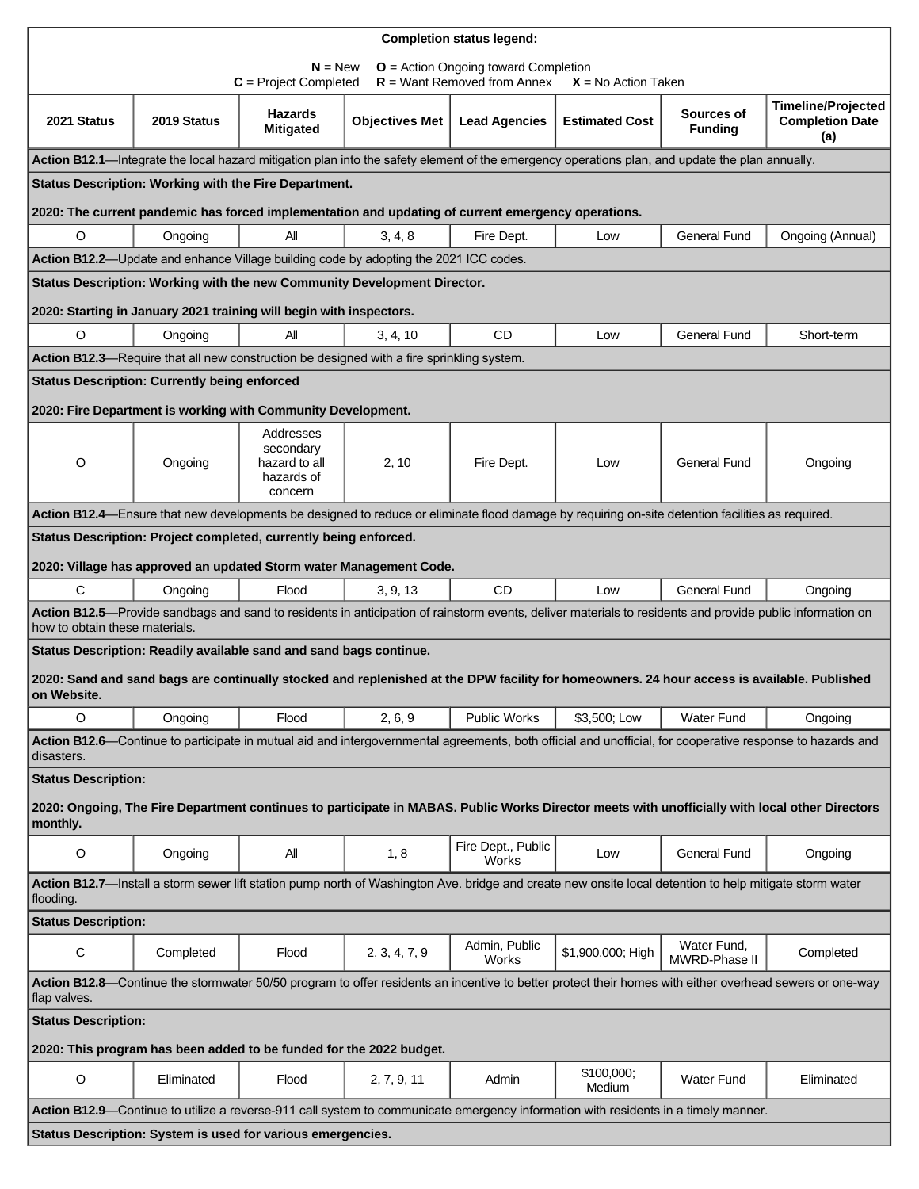**Completion status legend:**

**N** = New **O** = Action Ongoing toward Completion
**C** = Project Completed **R** = Want Removed from Annex **X** = No Action Taken

| 2021 Status | 2019 Status | Hazards Mitigated | Objectives Met | Lead Agencies | Estimated Cost | Sources of Funding | Timeline/Projected Completion Date (a) |
|---|---|---|---|---|---|---|---|
| **Action B12.1**—Integrate the local hazard mitigation plan into the safety element of the emergency operations plan, and update the plan annually. | | | | | | | |
| **Status Description: Working with the Fire Department.** **2020: The current pandemic has forced implementation and updating of current emergency operations.** | | | | | | | |
| O | Ongoing | All | 3, 4, 8 | Fire Dept. | Low | General Fund | Ongoing (Annual) |
| **Action B12.2**—Update and enhance Village building code by adopting the 2021 ICC codes. | | | | | | | |
| **Status Description: Working with the new Community Development Director.** **2020: Starting in January 2021 training will begin with inspectors.** | | | | | | | |
| O | Ongoing | All | 3, 4, 10 | CD | Low | General Fund | Short-term |
| **Action B12.3**—Require that all new construction be designed with a fire sprinkling system. | | | | | | | |
| **Status Description: Currently being enforced** **2020: Fire Department is working with Community Development.** | | | | | | | |
| O | Ongoing | Addresses secondary hazard to all hazards of concern | 2, 10 | Fire Dept. | Low | General Fund | Ongoing |
| **Action B12.4**—Ensure that new developments be designed to reduce or eliminate flood damage by requiring on-site detention facilities as required. | | | | | | | |
| **Status Description: Project completed, currently being enforced.** **2020: Village has approved an updated Storm water Management Code.** | | | | | | | |
| C | Ongoing | Flood | 3, 9, 13 | CD | Low | General Fund | Ongoing |
| **Action B12.5**—Provide sandbags and sand to residents in anticipation of rainstorm events, deliver materials to residents and provide public information on how to obtain these materials. | | | | | | | |
| **Status Description: Readily available sand and sand bags continue.** **2020: Sand and sand bags are continually stocked and replenished at the DPW facility for homeowners. 24 hour access is available. Published on Website.** | | | | | | | |
| O | Ongoing | Flood | 2, 6, 9 | Public Works | $3,500; Low | Water Fund | Ongoing |
| **Action B12.6**—Continue to participate in mutual aid and intergovernmental agreements, both official and unofficial, for cooperative response to hazards and disasters. | | | | | | | |
| **Status Description:** **2020: Ongoing, The Fire Department continues to participate in MABAS. Public Works Director meets with unofficially with local other Directors monthly.** | | | | | | | |
| O | Ongoing | All | 1, 8 | Fire Dept., Public Works | Low | General Fund | Ongoing |
| **Action B12.7**—Install a storm sewer lift station pump north of Washington Ave. bridge and create new onsite local detention to help mitigate storm water flooding. | | | | | | | |
| **Status Description:** | | | | | | | |
| C | Completed | Flood | 2, 3, 4, 7, 9 | Admin, Public Works | $1,900,000; High | Water Fund, MWRD-Phase II | Completed |
| **Action B12.8**—Continue the stormwater 50/50 program to offer residents an incentive to better protect their homes with either overhead sewers or one-way flap valves. | | | | | | | |
| **Status Description:** **2020: This program has been added to be funded for the 2022 budget.** | | | | | | | |
| O | Eliminated | Flood | 2, 7, 9, 11 | Admin | $100,000; Medium | Water Fund | Eliminated |
| **Action B12.9**—Continue to utilize a reverse-911 call system to communicate emergency information with residents in a timely manner. | | | | | | | |
| **Status Description: System is used for various emergencies.** | | | | | | | |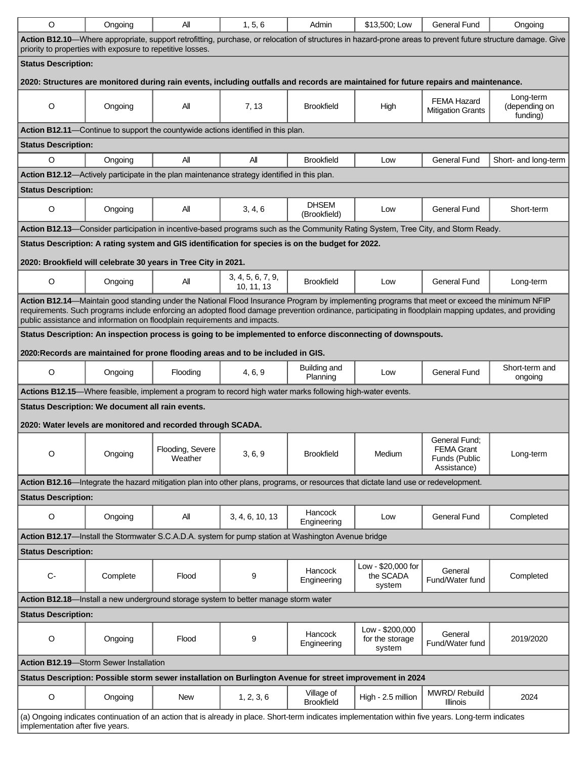| | | | | | | | |
|---|---|---|---|---|---|---|---|
| O | Ongoing | All | 1, 5, 6 | Admin | $13,500; Low | General Fund | Ongoing |
| **Action B12.10**—Where appropriate, support retrofitting, purchase, or relocation of structures in hazard-prone areas to prevent future structure damage. Give priority to properties with exposure to repetitive losses. | | | | | | | |
| **Status Description:**<br><br>**2020: Structures are monitored during rain events, including outfalls and records are maintained for future repairs and maintenance.** | | | | | | | |
| O | Ongoing | All | 7, 13 | Brookfield | High | FEMA Hazard Mitigation Grants | Long-term (depending on funding) |
| **Action B12.11**—Continue to support the countywide actions identified in this plan. | | | | | | | |
| **Status Description:** | | | | | | | |
| O | Ongoing | All | All | Brookfield | Low | General Fund | Short- and long-term |
| **Action B12.12**—Actively participate in the plan maintenance strategy identified in this plan. | | | | | | | |
| **Status Description:** | | | | | | | |
| O | Ongoing | All | 3, 4, 6 | DHSEM (Brookfield) | Low | General Fund | Short-term |
| **Action B12.13**—Consider participation in incentive-based programs such as the Community Rating System, Tree City, and Storm Ready. | | | | | | | |
| **Status Description: A rating system and GIS identification for species is on the budget for 2022.**<br><br>**2020: Brookfield will celebrate 30 years in Tree City in 2021.** | | | | | | | |
| O | Ongoing | All | 3, 4, 5, 6, 7, 9, 10, 11, 13 | Brookfield | Low | General Fund | Long-term |
| **Action B12.14**—Maintain good standing under the National Flood Insurance Program by implementing programs that meet or exceed the minimum NFIP requirements. Such programs include enforcing an adopted flood damage prevention ordinance, participating in floodplain mapping updates, and providing public assistance and information on floodplain requirements and impacts. | | | | | | | |
| **Status Description: An inspection process is going to be implemented to enforce disconnecting of downspouts.**<br><br>**2020:Records are maintained for prone flooding areas and to be included in GIS.** | | | | | | | |
| O | Ongoing | Flooding | 4, 6, 9 | Building and Planning | Low | General Fund | Short-term and ongoing |
| **Actions B12.15**—Where feasible, implement a program to record high water marks following high-water events. | | | | | | | |
| **Status Description: We document all rain events.**<br><br>**2020: Water levels are monitored and recorded through SCADA.** | | | | | | | |
| O | Ongoing | Flooding, Severe Weather | 3, 6, 9 | Brookfield | Medium | General Fund; FEMA Grant Funds (Public Assistance) | Long-term |
| **Action B12.16**—Integrate the hazard mitigation plan into other plans, programs, or resources that dictate land use or redevelopment. | | | | | | | |
| **Status Description:** | | | | | | | |
| O | Ongoing | All | 3, 4, 6, 10, 13 | Hancock Engineering | Low | General Fund | Completed |
| **Action B12.17**—Install the Stormwater S.C.A.D.A. system for pump station at Washington Avenue bridge | | | | | | | |
| **Status Description:** | | | | | | | |
| C- | Complete | Flood | 9 | Hancock Engineering | Low - $20,000 for the SCADA system | General Fund/Water fund | Completed |
| **Action B12.18**—Install a new underground storage system to better manage storm water | | | | | | | |
| **Status Description:** | | | | | | | |
| O | Ongoing | Flood | 9 | Hancock Engineering | Low - $200,000 for the storage system | General Fund/Water fund | 2019/2020 |
| **Action B12.19**—Storm Sewer Installation | | | | | | | |
| **Status Description: Possible storm sewer installation on Burlington Avenue for street improvement in 2024** | | | | | | | |
| O | Ongoing | New | 1, 2, 3, 6 | Village of Brookfield | High - 2.5 million | MWRD/ Rebuild Illinois | 2024 |

(a) Ongoing indicates continuation of an action that is already in place. Short-term indicates implementation within five years. Long-term indicates implementation after five years.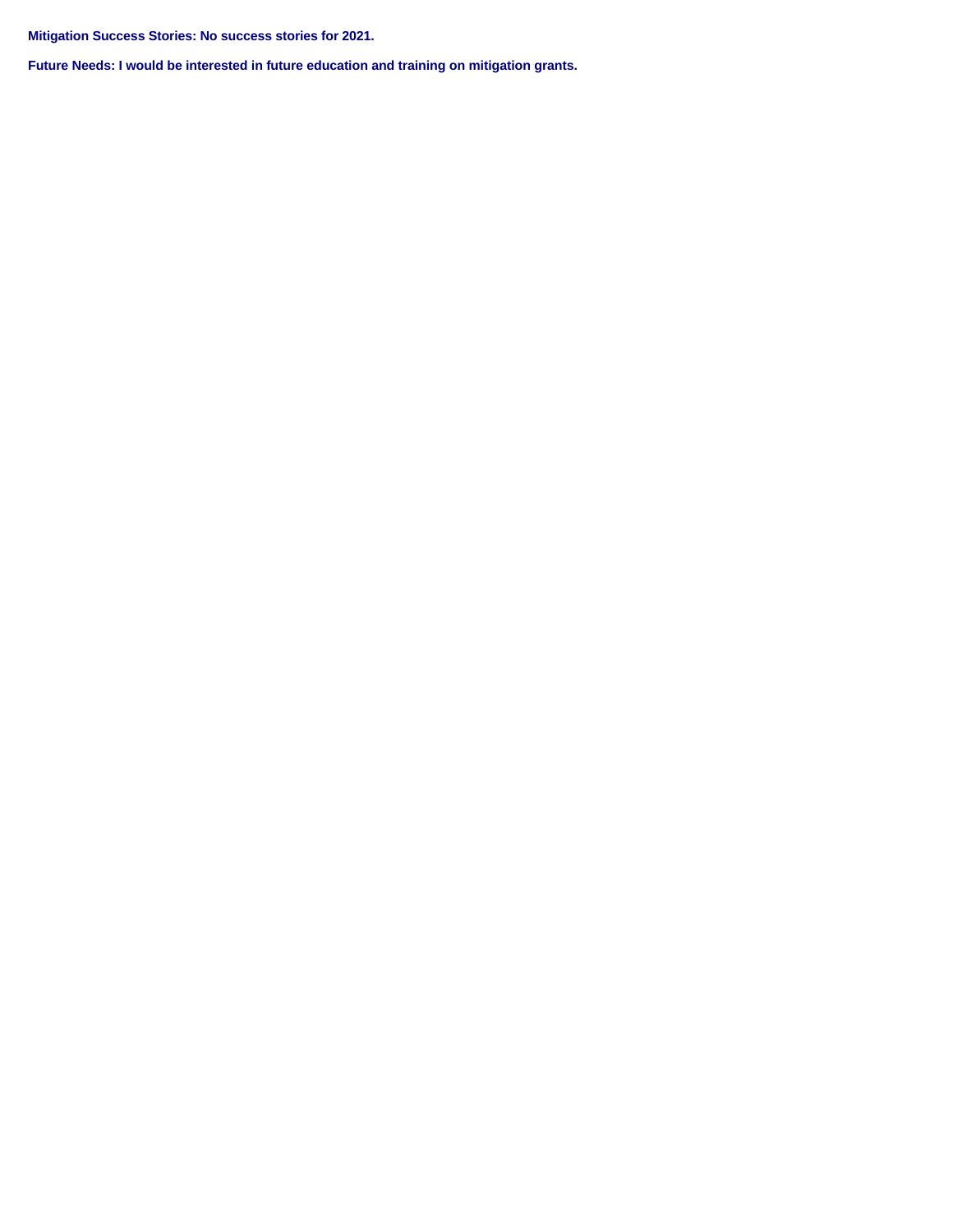**Mitigation Success Stories: No success stories for 2021.**

**Future Needs: I would be interested in future education and training on mitigation grants.**